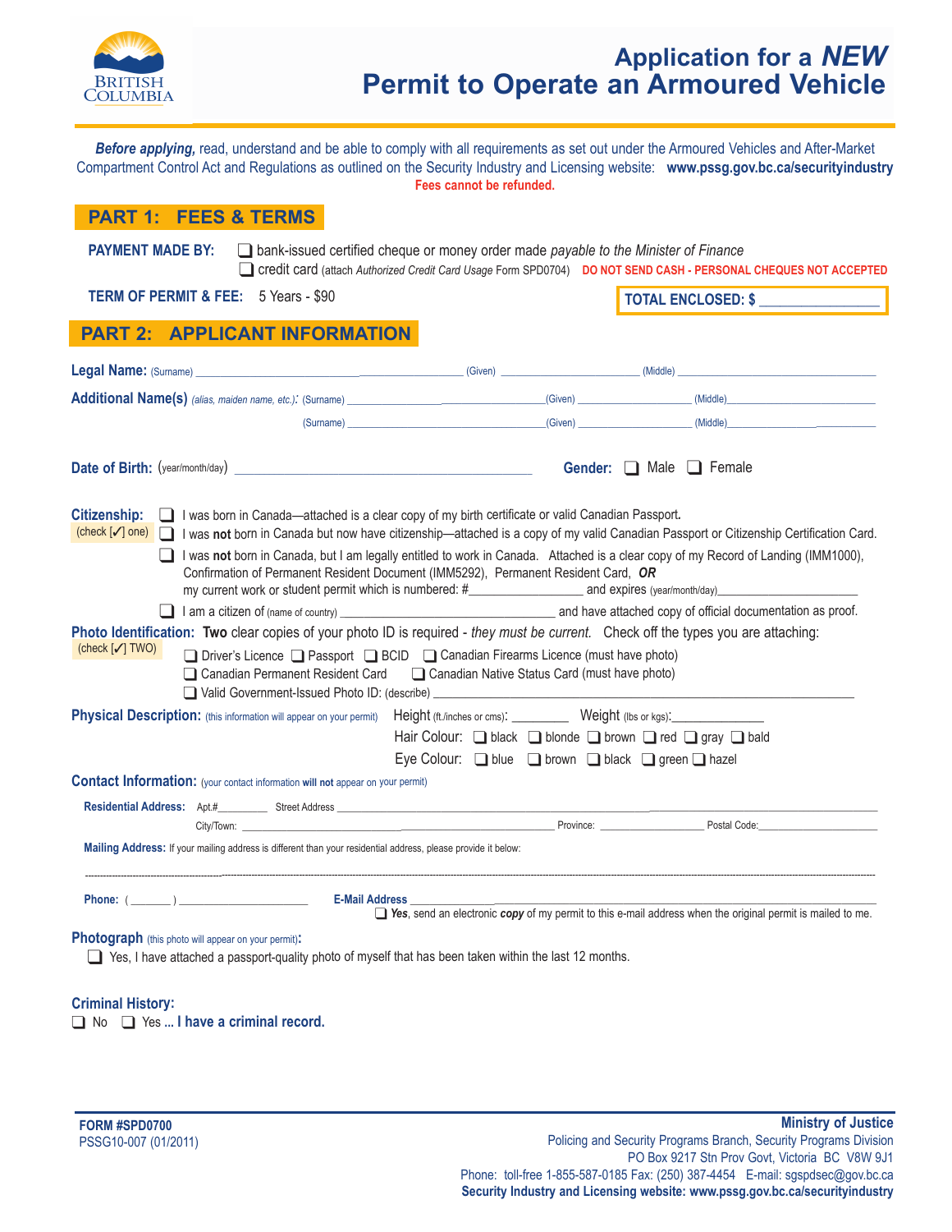BRITISH COLUMBIA

# Application for a *NEW* Permit to Operate an Armoured Vehicle

***Before applying,*** read, understand and be able to comply with all requirements as set out under the Armoured Vehicles and After-Market Compartment Control Act and Regulations as outlined on the Security Industry and Licensing website: **www.pssg.gov.bc.ca/securityindustry**

**Fees cannot be refunded.**

## PART 1: FEES & TERMS

**PAYMENT MADE BY:** ❑ bank-issued certified cheque or money order made *payable to the Minister of Finance*
❑ credit card (attach *Authorized Credit Card Usage* Form SPD0704) **DO NOT SEND CASH - PERSONAL CHEQUES NOT ACCEPTED**

**TERM OF PERMIT & FEE:** 5 Years - $90

**TOTAL ENCLOSED: $ ________________**

## PART 2: APPLICANT INFORMATION

**Legal Name:** (Surname) ______________________ (Given) ______________________ (Middle) ______________________

**Additional Name(s)** *(alias, maiden name, etc.)*: (Surname) ______________________ (Given) ______________________ (Middle) ______________________

(Surname) ______________________ (Given) ______________________ (Middle) ______________________

**Date of Birth:** (year/month/day) ______________________ **Gender:** ❑ Male ❑ Female

**Citizenship:** (check [✓] one)

❑ I was born in Canada—attached is a clear copy of my birth certificate or valid Canadian Passport.

❑ I was **not** born in Canada but now have citizenship—attached is a copy of my valid Canadian Passport or Citizenship Certification Card.

❑ I was **not** born in Canada, but I am legally entitled to work in Canada. Attached is a clear copy of my Record of Landing (IMM1000), Confirmation of Permanent Resident Document (IMM5292), Permanent Resident Card, ***OR*** my current work or student permit which is numbered: #________________ and expires (year/month/day)______________________

❑ I am a citizen of (name of country) ______________________ and have attached copy of official documentation as proof.

**Photo Identification:** **Two** clear copies of your photo ID is required - *they must be current.* Check off the types you are attaching: (check [✓] TWO)

❑ Driver's Licence ❑ Passport ❑ BCID ❑ Canadian Firearms Licence (must have photo)
❑ Canadian Permanent Resident Card ❑ Canadian Native Status Card (must have photo)
❑ Valid Government-Issued Photo ID: (describe) ______________________

**Physical Description:** (this information will appear on your permit) Height (ft./inches or cms): ________ Weight (lbs or kgs):______________

Hair Colour: ❑ black ❑ blonde ❑ brown ❑ red ❑ gray ❑ bald

Eye Colour: ❑ blue ❑ brown ❑ black ❑ green ❑ hazel

**Contact Information:** (your contact information **will not** appear on your permit)

**Residential Address:** Apt.#________ Street Address ______________________

City/Town: ______________________ Province: ________________ Postal Code:________________

**Mailing Address:** If your mailing address is different than your residential address, please provide it below:

------------------------------------------------------------------------

**Phone:** ( _______ ) ______________________ **E-Mail Address** ______________________

❑ ***Yes***, send an electronic ***copy*** of my permit to this e-mail address when the original permit is mailed to me.

**Photograph** (this photo will appear on your permit):

❑ Yes, I have attached a passport-quality photo of myself that has been taken within the last 12 months.

**Criminal History:**

❑ No ❑ Yes ... **I have a criminal record.**

**FORM #SPD0700**
PSSG10-007 (01/2011)

**Ministry of Justice**
Policing and Security Programs Branch, Security Programs Division
PO Box 9217 Stn Prov Govt, Victoria BC V8W 9J1
Phone: toll-free 1-855-587-0185 Fax: (250) 387-4454 E-mail: sgspdsec@gov.bc.ca
**Security Industry and Licensing website: www.pssg.gov.bc.ca/securityindustry**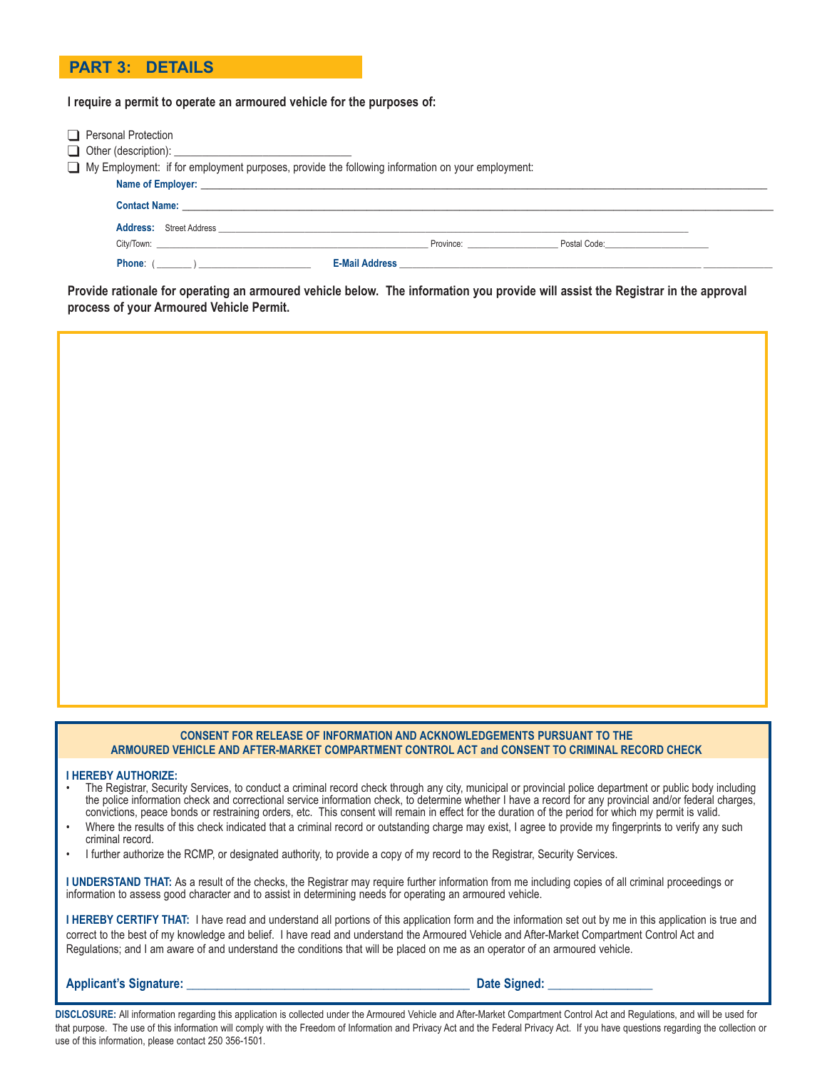## PART 3: DETAILS

**I require a permit to operate an armoured vehicle for the purposes of:**

- ❑ Personal Protection
- ❑ Other (description): _______________________________
- ❑ My Employment: if for employment purposes, provide the following information on your employment:

**Name of Employer:** ___________________________________________

**Contact Name:** ___________________________________________

**Address:** Street Address ___________________________________________

City/Town: ___________________________ Province: ___________________ Postal Code: ______________________

**Phone**: ( _______ ) ______________________ **E-Mail Address** ___________________________________________

**Provide rationale for operating an armoured vehicle below. The information you provide will assist the Registrar in the approval process of your Armoured Vehicle Permit.**

**CONSENT FOR RELEASE OF INFORMATION AND ACKNOWLEDGEMENTS PURSUANT TO THE ARMOURED VEHICLE AND AFTER-MARKET COMPARTMENT CONTROL ACT and CONSENT TO CRIMINAL RECORD CHECK**

**I HEREBY AUTHORIZE:**

- The Registrar, Security Services, to conduct a criminal record check through any city, municipal or provincial police department or public body including the police information check and correctional service information check, to determine whether I have a record for any provincial and/or federal charges, convictions, peace bonds or restraining orders, etc. This consent will remain in effect for the duration of the period for which my permit is valid.
- Where the results of this check indicated that a criminal record or outstanding charge may exist, I agree to provide my fingerprints to verify any such criminal record.
- I further authorize the RCMP, or designated authority, to provide a copy of my record to the Registrar, Security Services.

**I UNDERSTAND THAT:** As a result of the checks, the Registrar may require further information from me including copies of all criminal proceedings or information to assess good character and to assist in determining needs for operating an armoured vehicle.

**I HEREBY CERTIFY THAT:** I have read and understand all portions of this application form and the information set out by me in this application is true and correct to the best of my knowledge and belief. I have read and understand the Armoured Vehicle and After-Market Compartment Control Act and Regulations; and I am aware of and understand the conditions that will be placed on me as an operator of an armoured vehicle.

**Applicant's Signature:** ___________________________________________ **Date Signed:** ________________

**DISCLOSURE:** All information regarding this application is collected under the Armoured Vehicle and After-Market Compartment Control Act and Regulations, and will be used for that purpose. The use of this information will comply with the Freedom of Information and Privacy Act and the Federal Privacy Act. If you have questions regarding the collection or use of this information, please contact 250 356-1501.